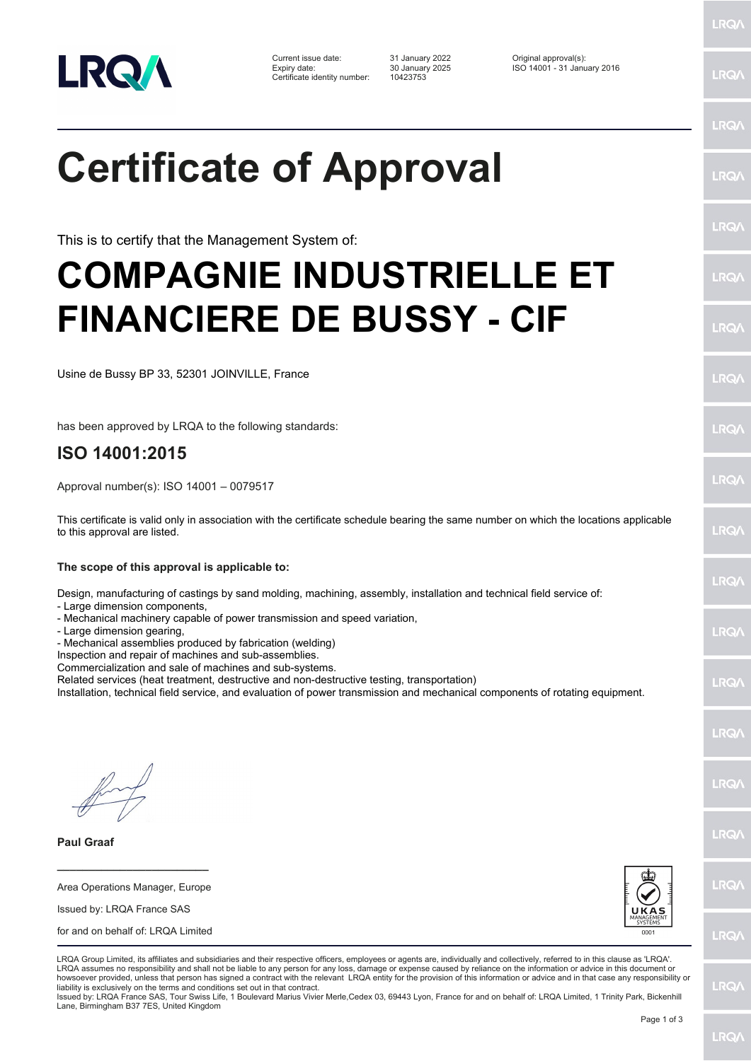| | | |
|---|---|---|
| Current issue date: | 31 January 2022 | Original approval(s): |
| Expiry date: | 30 January 2025 | ISO 14001 - 31 January 2016 |
| Certificate identity number: | 10423753 | |

# Certificate of Approval

This is to certify that the Management System of:

# COMPAGNIE INDUSTRIELLE ET FINANCIERE DE BUSSY - CIF

Usine de Bussy BP 33, 52301 JOINVILLE, France

has been approved by LRQA to the following standards:

## ISO 14001:2015

Approval number(s): ISO 14001 – 0079517

This certificate is valid only in association with the certificate schedule bearing the same number on which the locations applicable to this approval are listed.

**The scope of this approval is applicable to:**

Design, manufacturing of castings by sand molding, machining, assembly, installation and technical field service of:
- Large dimension components,
- Mechanical machinery capable of power transmission and speed variation,
- Large dimension gearing,
- Mechanical assemblies produced by fabrication (welding)

Inspection and repair of machines and sub-assemblies.
Commercialization and sale of machines and sub-systems.
Related services (heat treatment, destructive and non-destructive testing, transportation)
Installation, technical field service, and evaluation of power transmission and mechanical components of rotating equipment.

**Paul Graaf**

Area Operations Manager, Europe

Issued by: LRQA France SAS

for and on behalf of: LRQA Limited

UKAS MANAGEMENT SYSTEMS 0001

LRQA Group Limited, its affiliates and subsidiaries and their respective officers, employees or agents are, individually and collectively, referred to in this clause as 'LRQA'. LRQA assumes no responsibility and shall not be liable to any person for any loss, damage or expense caused by reliance on the information or advice in this document or howsoever provided, unless that person has signed a contract with the relevant LRQA entity for the provision of this information or advice and in that case any responsibility or liability is exclusively on the terms and conditions set out in that contract.
Issued by: LRQA France SAS, Tour Swiss Life, 1 Boulevard Marius Vivier Merle,Cedex 03, 69443 Lyon, France for and on behalf of: LRQA Limited, 1 Trinity Park, Bickenhill Lane, Birmingham B37 7ES, United Kingdom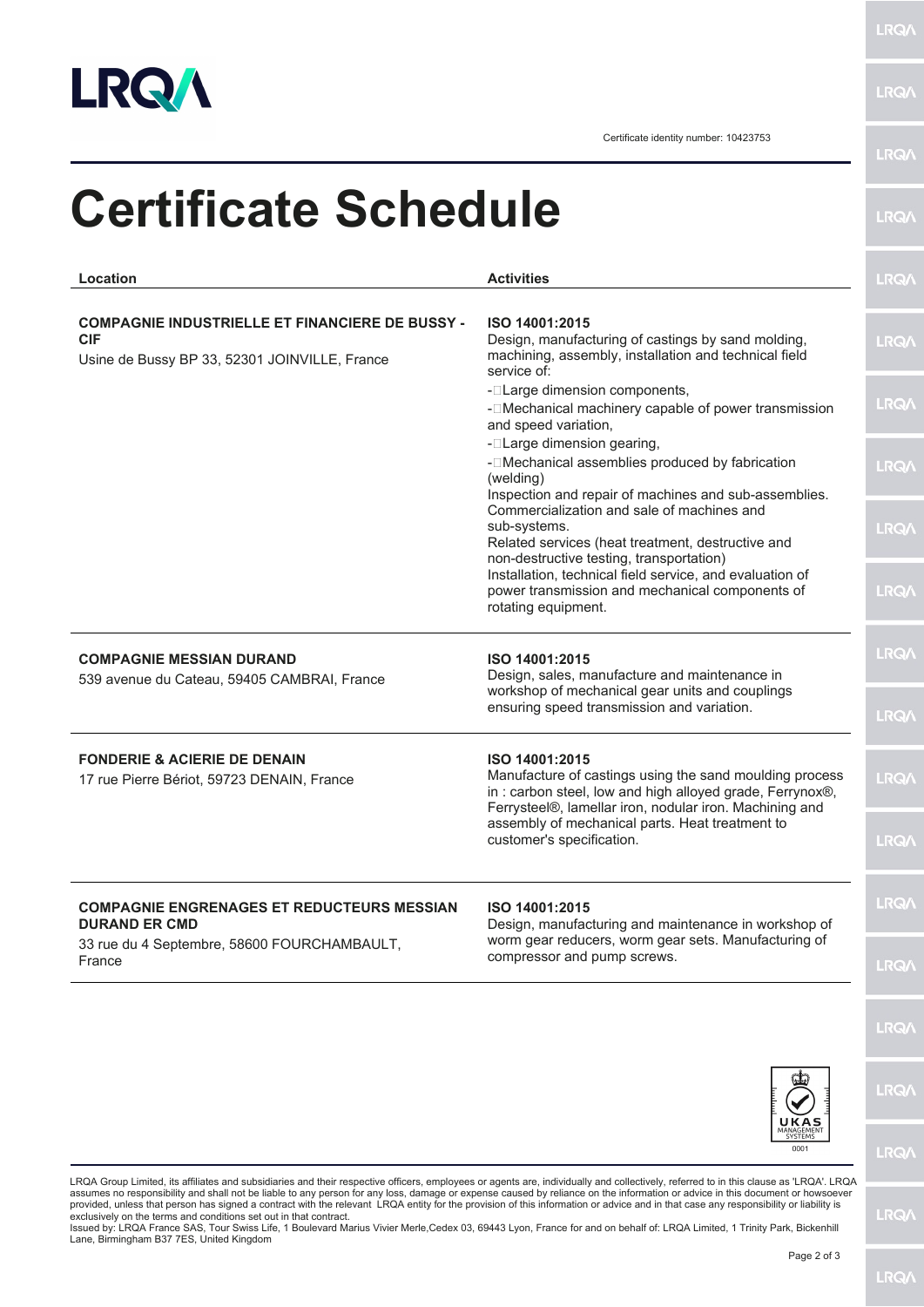Certificate identity number: 10423753

# Certificate Schedule

| Location | Activities |
|---|---|
| **COMPAGNIE INDUSTRIELLE ET FINANCIERE DE BUSSY - CIF**<br>Usine de Bussy BP 33, 52301 JOINVILLE, France | **ISO 14001:2015**<br>Design, manufacturing of castings by sand molding, machining, assembly, installation and technical field service of:<br>- Large dimension components,<br>- Mechanical machinery capable of power transmission and speed variation,<br>- Large dimension gearing,<br>- Mechanical assemblies produced by fabrication (welding)<br>Inspection and repair of machines and sub-assemblies.<br>Commercialization and sale of machines and sub-systems.<br>Related services (heat treatment, destructive and non-destructive testing, transportation)<br>Installation, technical field service, and evaluation of power transmission and mechanical components of rotating equipment. |
| **COMPAGNIE MESSIAN DURAND**<br>539 avenue du Cateau, 59405 CAMBRAI, France | **ISO 14001:2015**<br>Design, sales, manufacture and maintenance in workshop of mechanical gear units and couplings ensuring speed transmission and variation. |
| **FONDERIE & ACIERIE DE DENAIN**<br>17 rue Pierre Bériot, 59723 DENAIN, France | **ISO 14001:2015**<br>Manufacture of castings using the sand moulding process in : carbon steel, low and high alloyed grade, Ferrynox®, Ferrysteel®, lamellar iron, nodular iron. Machining and assembly of mechanical parts. Heat treatment to customer's specification. |
| **COMPAGNIE ENGRENAGES ET REDUCTEURS MESSIAN DURAND ER CMD**<br>33 rue du 4 Septembre, 58600 FOURCHAMBAULT, France | **ISO 14001:2015**<br>Design, manufacturing and maintenance in workshop of worm gear reducers, worm gear sets. Manufacturing of compressor and pump screws. |

UKAS MANAGEMENT SYSTEMS 0001

LRQA Group Limited, its affiliates and subsidiaries and their respective officers, employees or agents are, individually and collectively, referred to in this clause as 'LRQA'. LRQA assumes no responsibility and shall not be liable to any person for any loss, damage or expense caused by reliance on the information or advice in this document or howsoever provided, unless that person has signed a contract with the relevant LRQA entity for the provision of this information or advice and in that case any responsibility or liability is exclusively on the terms and conditions set out in that contract.
Issued by: LRQA France SAS, Tour Swiss Life, 1 Boulevard Marius Vivier Merle,Cedex 03, 69443 Lyon, France for and on behalf of: LRQA Limited, 1 Trinity Park, Bickenhill Lane, Birmingham B37 7ES, United Kingdom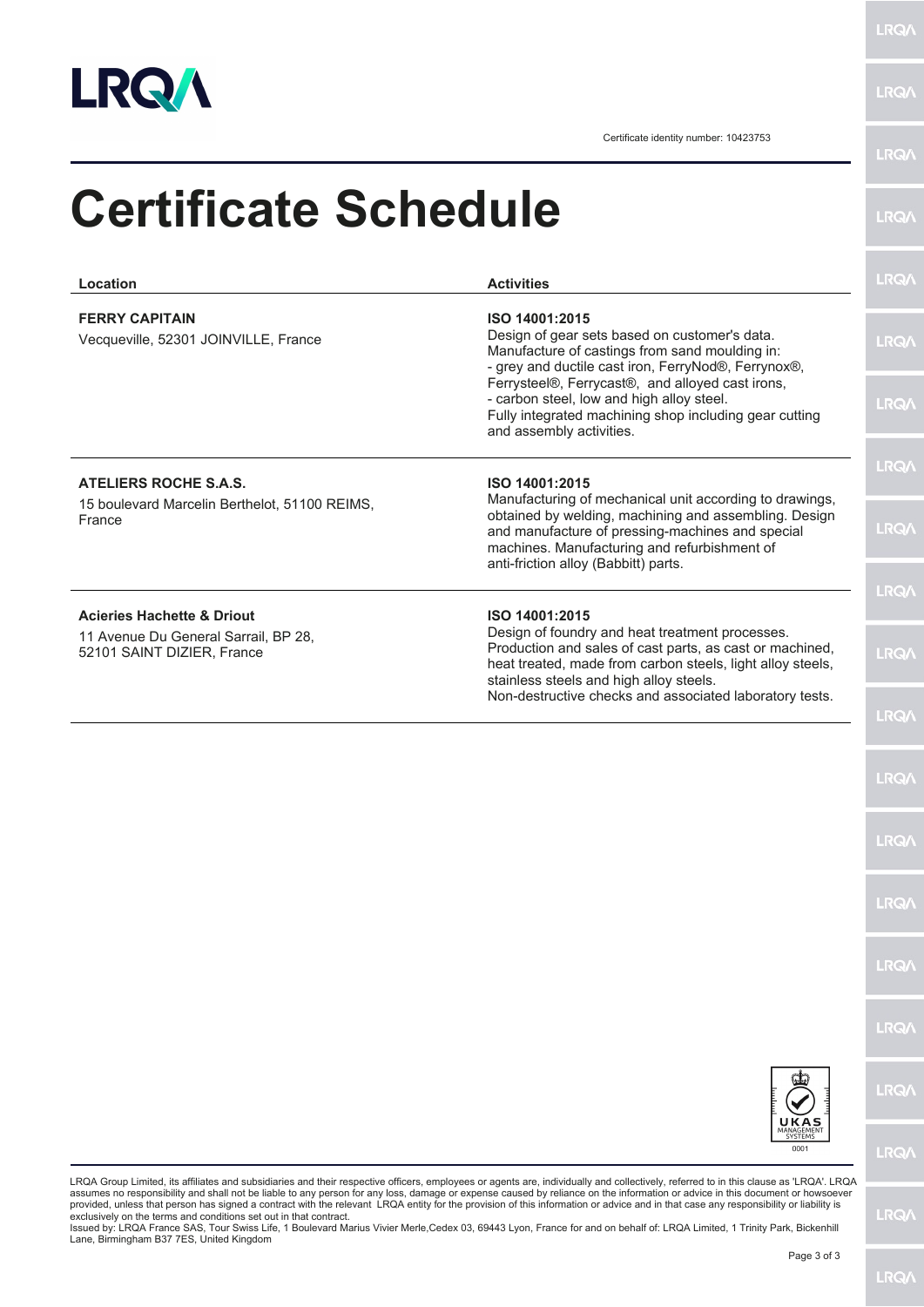Certificate identity number: 10423753

# Certificate Schedule

| Location | Activities |
| --- | --- |
| **FERRY CAPITAIN**<br>Vecqueville, 52301 JOINVILLE, France | **ISO 14001:2015**<br>Design of gear sets based on customer's data.<br>Manufacture of castings from sand moulding in:<br>- grey and ductile cast iron, FerryNod®, Ferrynox®, Ferrysteel®, Ferrycast®,  and alloyed cast irons,<br>- carbon steel, low and high alloy steel.<br>Fully integrated machining shop including gear cutting and assembly activities. |
| **ATELIERS ROCHE S.A.S.**<br>15 boulevard Marcelin Berthelot, 51100 REIMS, France | **ISO 14001:2015**<br>Manufacturing of mechanical unit according to drawings, obtained by welding, machining and assembling. Design and manufacture of pressing-machines and special machines. Manufacturing and refurbishment of anti-friction alloy (Babbitt) parts. |
| **Acieries Hachette & Driout**<br>11 Avenue Du General Sarrail, BP 28, 52101 SAINT DIZIER, France | **ISO 14001:2015**<br>Design of foundry and heat treatment processes.<br>Production and sales of cast parts, as cast or machined, heat treated, made from carbon steels, light alloy steels, stainless steels and high alloy steels.<br>Non-destructive checks and associated laboratory tests. |

UKAS MANAGEMENT SYSTEMS 0001

LRQA Group Limited, its affiliates and subsidiaries and their respective officers, employees or agents are, individually and collectively, referred to in this clause as 'LRQA'. LRQA assumes no responsibility and shall not be liable to any person for any loss, damage or expense caused by reliance on the information or advice in this document or howsoever provided, unless that person has signed a contract with the relevant LRQA entity for the provision of this information or advice and in that case any responsibility or liability is exclusively on the terms and conditions set out in that contract.
Issued by: LRQA France SAS, Tour Swiss Life, 1 Boulevard Marius Vivier Merle,Cedex 03, 69443 Lyon, France for and on behalf of: LRQA Limited, 1 Trinity Park, Bickenhill Lane, Birmingham B37 7ES, United Kingdom